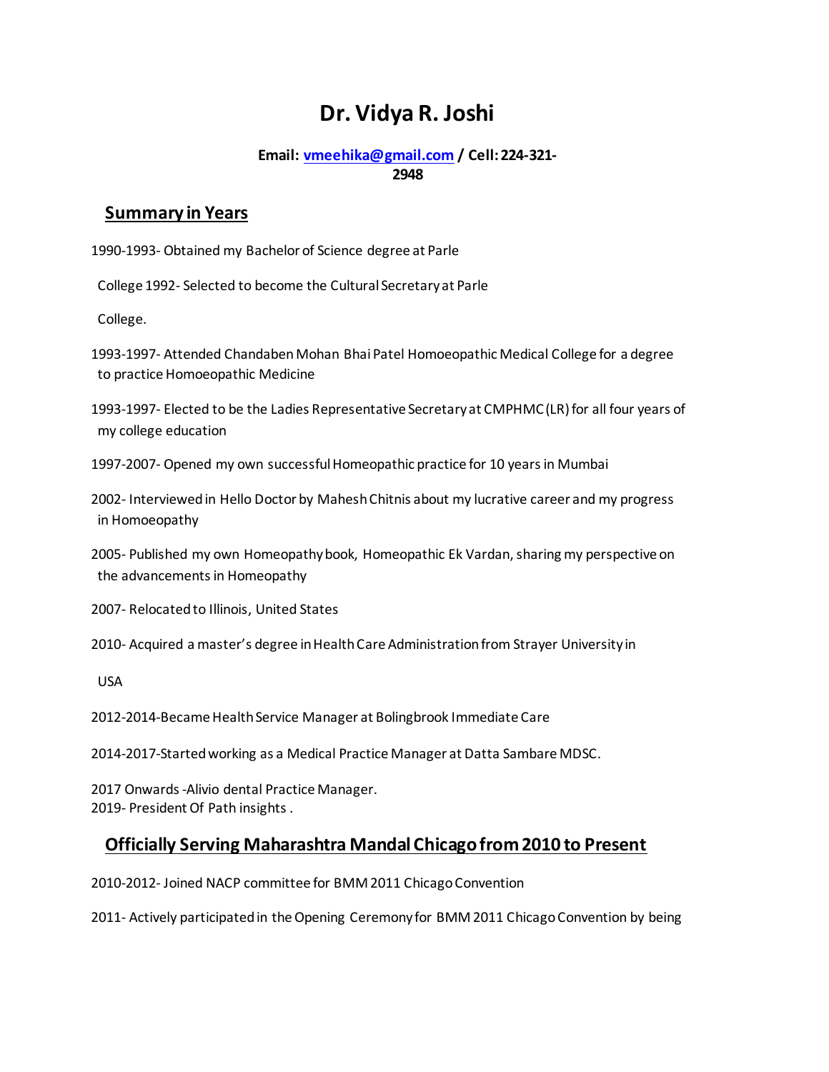# Dr. Vidya R. Joshi

**Email: vmeehika@gmail.com / Cell: 224-321-2948**

## Summary in Years

1990-1993- Obtained my Bachelor of Science degree at Parle College

1992- Selected to become the Cultural Secretary at Parle College.

1993-1997- Attended Chandaben Mohan Bhai Patel Homoeopathic Medical College for a degree to practice Homoeopathic Medicine

1993-1997- Elected to be the Ladies Representative Secretary at CMPHMC (LR) for all four years of my college education

1997-2007- Opened my own successful Homeopathic practice for 10 years in Mumbai

2002- Interviewed in Hello Doctor by Mahesh Chitnis about my lucrative career and my progress in Homoeopathy

2005- Published my own Homeopathy book, Homeopathic Ek Vardan, sharing my perspective on the advancements in Homeopathy

2007- Relocated to Illinois, United States

2010- Acquired a master's degree in Health Care Administration from Strayer University in USA

2012-2014-Became Health Service Manager at Bolingbrook Immediate Care

2014-2017-Started working as a Medical Practice Manager at Datta Sambare MDSC.

2017 Onwards -Alivio dental Practice Manager.

2019- President Of Path insights .

## Officially Serving Maharashtra Mandal Chicago from 2010 to Present

2010-2012- Joined NACP committee for BMM 2011 Chicago Convention

2011- Actively participated in the Opening Ceremony for BMM 2011 Chicago Convention by being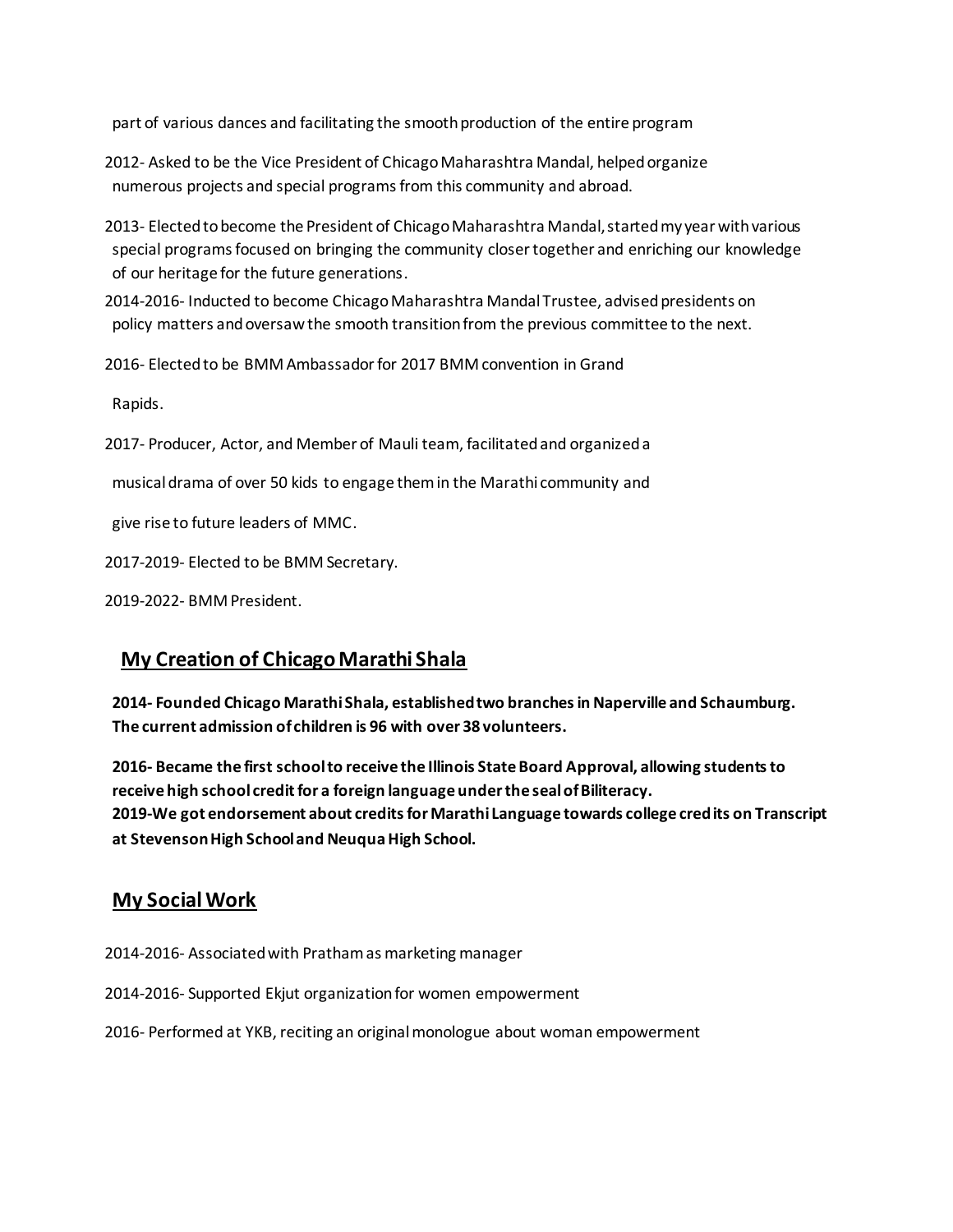part of various dances and facilitating the smooth production of the entire program

2012- Asked to be the Vice President of Chicago Maharashtra Mandal, helped organize numerous projects and special programs from this community and abroad.

2013- Elected to become the President of Chicago Maharashtra Mandal, started my year with various special programs focused on bringing the community closer together and enriching our knowledge of our heritage for the future generations.

2014-2016- Inducted to become Chicago Maharashtra Mandal Trustee, advised presidents on policy matters and oversaw the smooth transition from the previous committee to the next.

2016- Elected to be BMM Ambassador for 2017 BMM convention in Grand Rapids.

2017- Producer, Actor, and Member of Mauli team, facilitated and organized a musical drama of over 50 kids to engage them in the Marathi community and give rise to future leaders of MMC.

2017-2019- Elected to be BMM Secretary.

2019-2022- BMM President.

## My Creation of Chicago Marathi Shala

**2014- Founded Chicago Marathi Shala, established two branches in Naperville and Schaumburg. The current admission of children is 96 with over 38 volunteers.**

**2016- Became the first school to receive the Illinois State Board Approval, allowing students to receive high school credit for a foreign language under the seal of Biliteracy.**
**2019-We got endorsement about credits for Marathi Language towards college credits on Transcript at Stevenson High School and Neuqua High School.**

## My Social Work

2014-2016- Associated with Pratham as marketing manager

2014-2016- Supported Ekjut organization for women empowerment

2016- Performed at YKB, reciting an original monologue about woman empowerment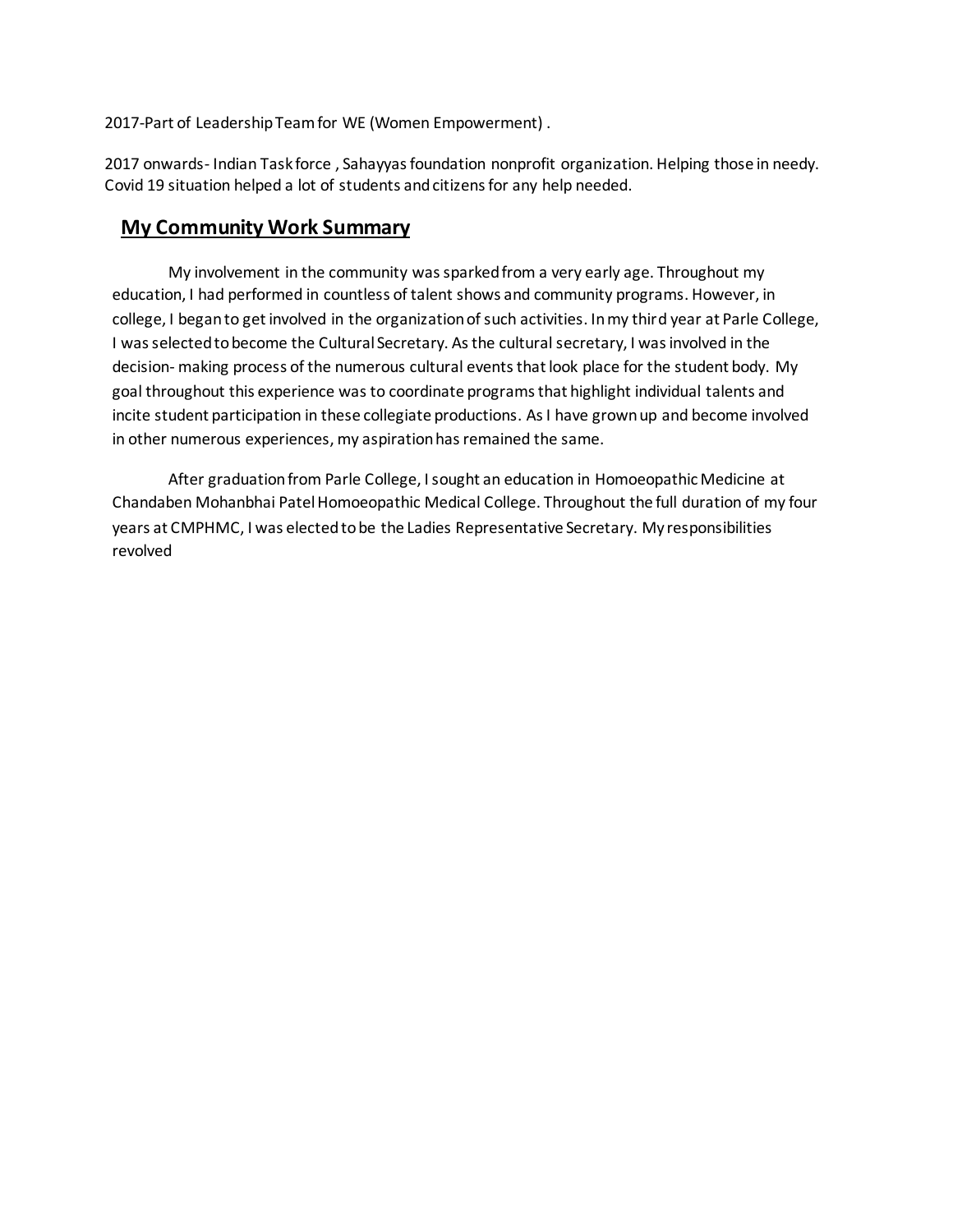2017-Part of Leadership Team for WE (Women Empowerment) .

2017 onwards- Indian Task force , Sahayyas foundation nonprofit organization. Helping those in needy. Covid 19 situation helped a lot of students and citizens for any help needed.

## **My Community Work Summary**

My involvement in the community was sparked from a very early age. Throughout my education, I had performed in countless of talent shows and community programs. However, in college, I began to get involved in the organization of such activities. In my third year at Parle College, I was selected to become the Cultural Secretary. As the cultural secretary, I was involved in the decision- making process of the numerous cultural events that look place for the student body. My goal throughout this experience was to coordinate programs that highlight individual talents and incite student participation in these collegiate productions. As I have grown up and become involved in other numerous experiences, my aspiration has remained the same.

After graduation from Parle College, I sought an education in Homoeopathic Medicine at Chandaben Mohanbhai Patel Homoeopathic Medical College. Throughout the full duration of my four years at CMPHMC, I was elected to be the Ladies Representative Secretary. My responsibilities revolved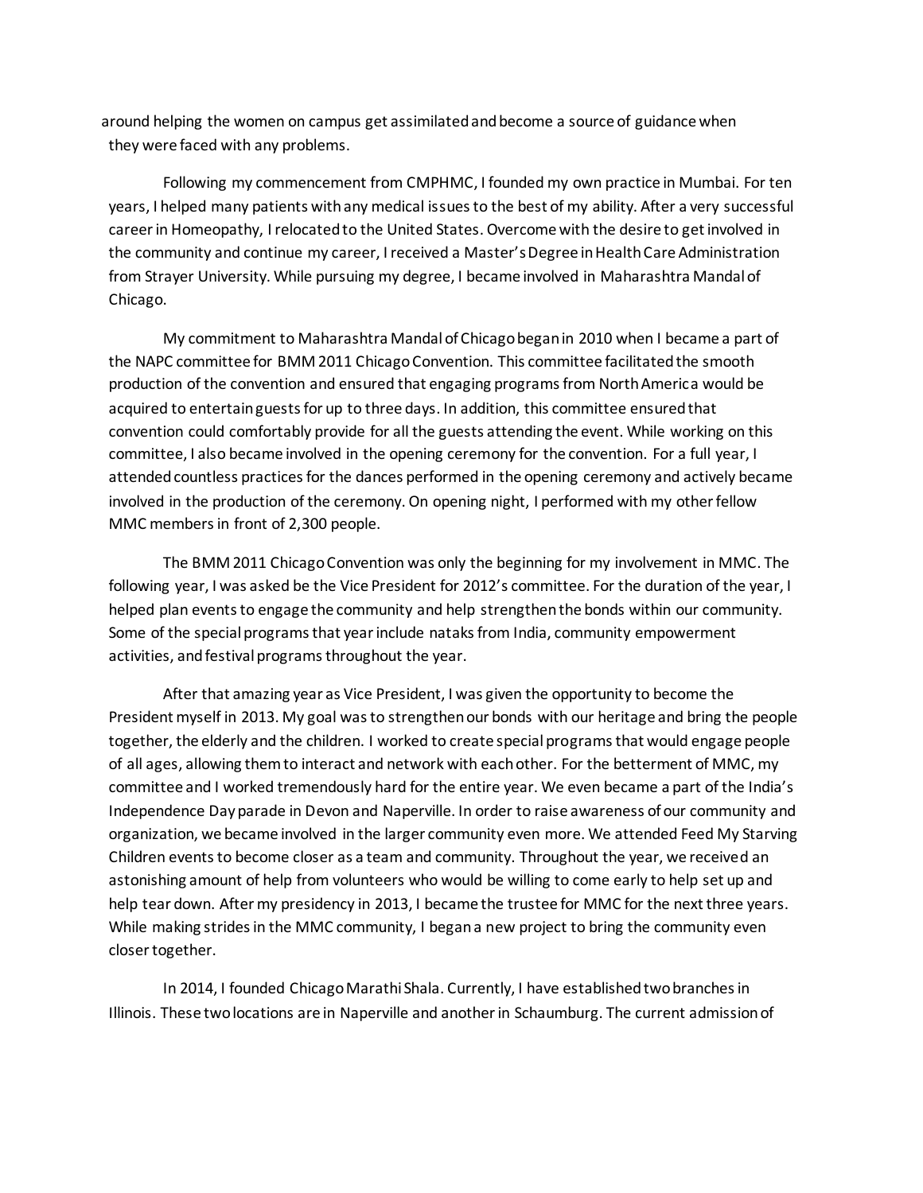around helping the women on campus get assimilated and become a source of guidance when they were faced with any problems.

Following my commencement from CMPHMC, I founded my own practice in Mumbai. For ten years, I helped many patients with any medical issues to the best of my ability. After a very successful career in Homeopathy, I relocated to the United States. Overcome with the desire to get involved in the community and continue my career, I received a Master's Degree in Health Care Administration from Strayer University. While pursuing my degree, I became involved in Maharashtra Mandal of Chicago.

My commitment to Maharashtra Mandal of Chicago began in 2010 when I became a part of the NAPC committee for BMM 2011 Chicago Convention. This committee facilitated the smooth production of the convention and ensured that engaging programs from North America would be acquired to entertain guests for up to three days. In addition, this committee ensured that convention could comfortably provide for all the guests attending the event. While working on this committee, I also became involved in the opening ceremony for the convention. For a full year, I attended countless practices for the dances performed in the opening ceremony and actively became involved in the production of the ceremony. On opening night, I performed with my other fellow MMC members in front of 2,300 people.

The BMM 2011 Chicago Convention was only the beginning for my involvement in MMC. The following year, I was asked be the Vice President for 2012's committee. For the duration of the year, I helped plan events to engage the community and help strengthen the bonds within our community. Some of the special programs that year include nataks from India, community empowerment activities, and festival programs throughout the year.

After that amazing year as Vice President, I was given the opportunity to become the President myself in 2013. My goal was to strengthen our bonds with our heritage and bring the people together, the elderly and the children. I worked to create special programs that would engage people of all ages, allowing them to interact and network with each other. For the betterment of MMC, my committee and I worked tremendously hard for the entire year. We even became a part of the India's Independence Day parade in Devon and Naperville. In order to raise awareness of our community and organization, we became involved in the larger community even more. We attended Feed My Starving Children events to become closer as a team and community. Throughout the year, we received an astonishing amount of help from volunteers who would be willing to come early to help set up and help tear down. After my presidency in 2013, I became the trustee for MMC for the next three years. While making strides in the MMC community, I began a new project to bring the community even closer together.

In 2014, I founded Chicago Marathi Shala. Currently, I have established two branches in Illinois. These two locations are in Naperville and another in Schaumburg. The current admission of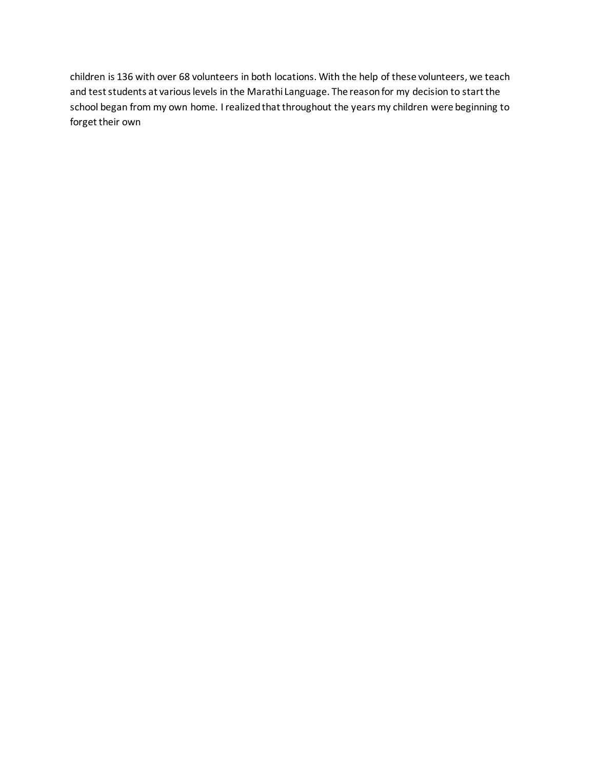children is 136 with over 68 volunteers in both locations. With the help of these volunteers, we teach and test students at various levels in the Marathi Language. The reason for my decision to start the school began from my own home. I realized that throughout the years my children were beginning to forget their own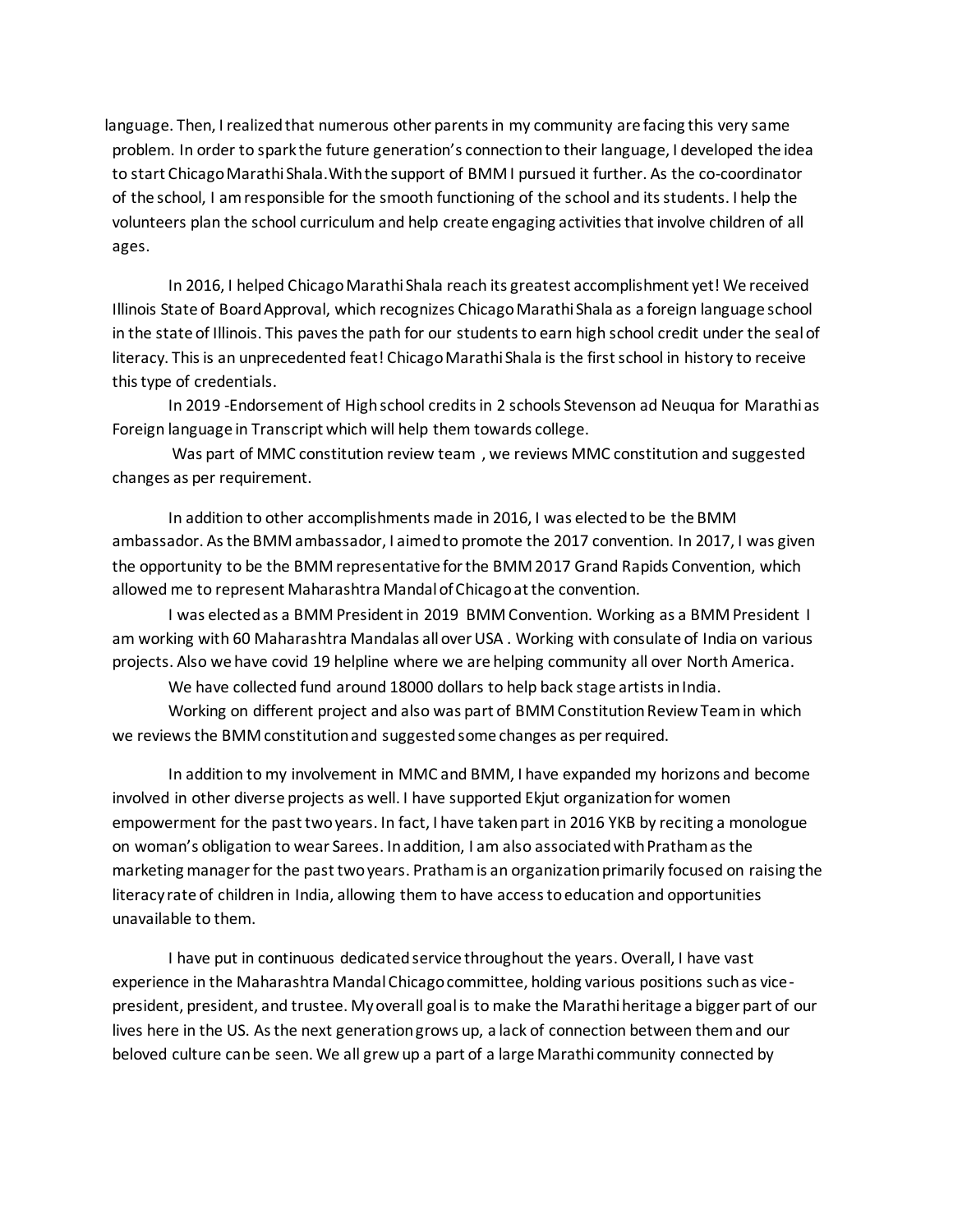language. Then, I realized that numerous other parents in my community are facing this very same problem. In order to spark the future generation's connection to their language, I developed the idea to start Chicago Marathi Shala. With the support of BMM I pursued it further. As the co-coordinator of the school, I am responsible for the smooth functioning of the school and its students. I help the volunteers plan the school curriculum and help create engaging activities that involve children of all ages.

In 2016, I helped Chicago Marathi Shala reach its greatest accomplishment yet! We received Illinois State of Board Approval, which recognizes Chicago Marathi Shala as a foreign language school in the state of Illinois. This paves the path for our students to earn high school credit under the seal of literacy. This is an unprecedented feat! Chicago Marathi Shala is the first school in history to receive this type of credentials.

In 2019 -Endorsement of High school credits in 2 schools Stevenson ad Neuqua for Marathi as Foreign language in Transcript which will help them towards college.

Was part of MMC constitution review team , we reviews MMC constitution and suggested changes as per requirement.

In addition to other accomplishments made in 2016, I was elected to be the BMM ambassador. As the BMM ambassador, I aimed to promote the 2017 convention. In 2017, I was given the opportunity to be the BMM representative for the BMM 2017 Grand Rapids Convention, which allowed me to represent Maharashtra Mandal of Chicago at the convention.

I was elected as a BMM President in 2019 BMM Convention. Working as a BMM President I am working with 60 Maharashtra Mandalas all over USA . Working with consulate of India on various projects. Also we have covid 19 helpline where we are helping community all over North America.

We have collected fund around 18000 dollars to help back stage artists in India.

Working on different project and also was part of BMM Constitution Review Team in which we reviews the BMM constitution and suggested some changes as per required.

In addition to my involvement in MMC and BMM, I have expanded my horizons and become involved in other diverse projects as well. I have supported Ekjut organization for women empowerment for the past two years. In fact, I have taken part in 2016 YKB by reciting a monologue on woman's obligation to wear Sarees. In addition, I am also associated with Pratham as the marketing manager for the past two years. Pratham is an organization primarily focused on raising the literacy rate of children in India, allowing them to have access to education and opportunities unavailable to them.

I have put in continuous dedicated service throughout the years. Overall, I have vast experience in the Maharashtra Mandal Chicago committee, holding various positions such as vice-president, president, and trustee. My overall goal is to make the Marathi heritage a bigger part of our lives here in the US. As the next generation grows up, a lack of connection between them and our beloved culture can be seen. We all grew up a part of a large Marathi community connected by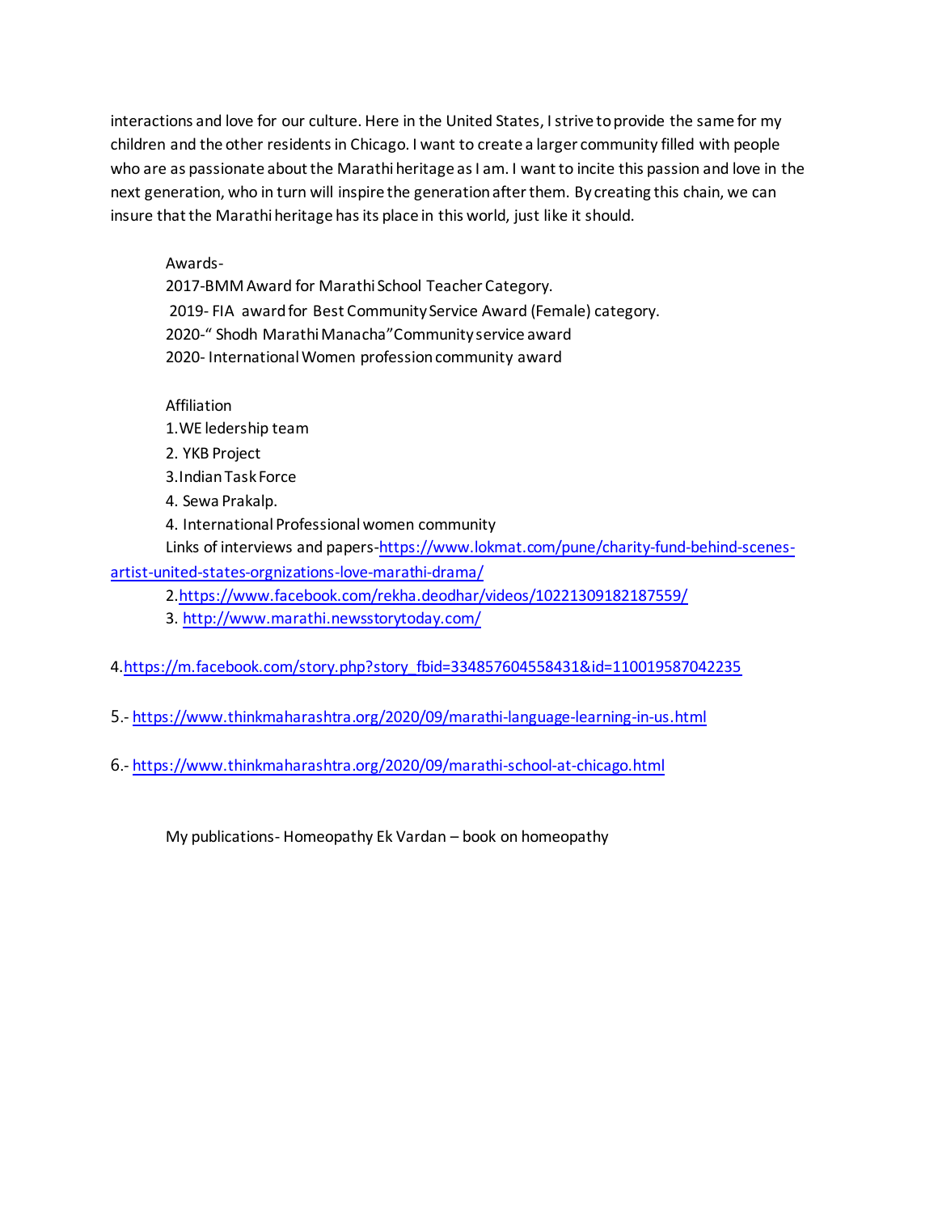interactions and love for our culture. Here in the United States, I strive to provide the same for my children and the other residents in Chicago. I want to create a larger community filled with people who are as passionate about the Marathi heritage as I am. I want to incite this passion and love in the next generation, who in turn will inspire the generation after them. By creating this chain, we can insure that the Marathi heritage has its place in this world, just like it should.

Awards-

2017-BMM Award for Marathi School Teacher Category.

2019- FIA award for Best Community Service Award (Female) category.

2020-" Shodh Marathi Manacha" Community service award

2020- International Women profession community award

Affiliation

1.WE ledership team

2. YKB Project

3.Indian Task Force

4. Sewa Prakalp.

4. International Professional women community

Links of interviews and papers-https://www.lokmat.com/pune/charity-fund-behind-scenes-artist-united-states-orgnizations-love-marathi-drama/

2.https://www.facebook.com/rekha.deodhar/videos/10221309182187559/

3. http://www.marathi.newsstorytoday.com/

4.https://m.facebook.com/story.php?story_fbid=334857604558431&id=110019587042235

5.- https://www.thinkmaharashtra.org/2020/09/marathi-language-learning-in-us.html

6.- https://www.thinkmaharashtra.org/2020/09/marathi-school-at-chicago.html

My publications- Homeopathy Ek Vardan – book on homeopathy